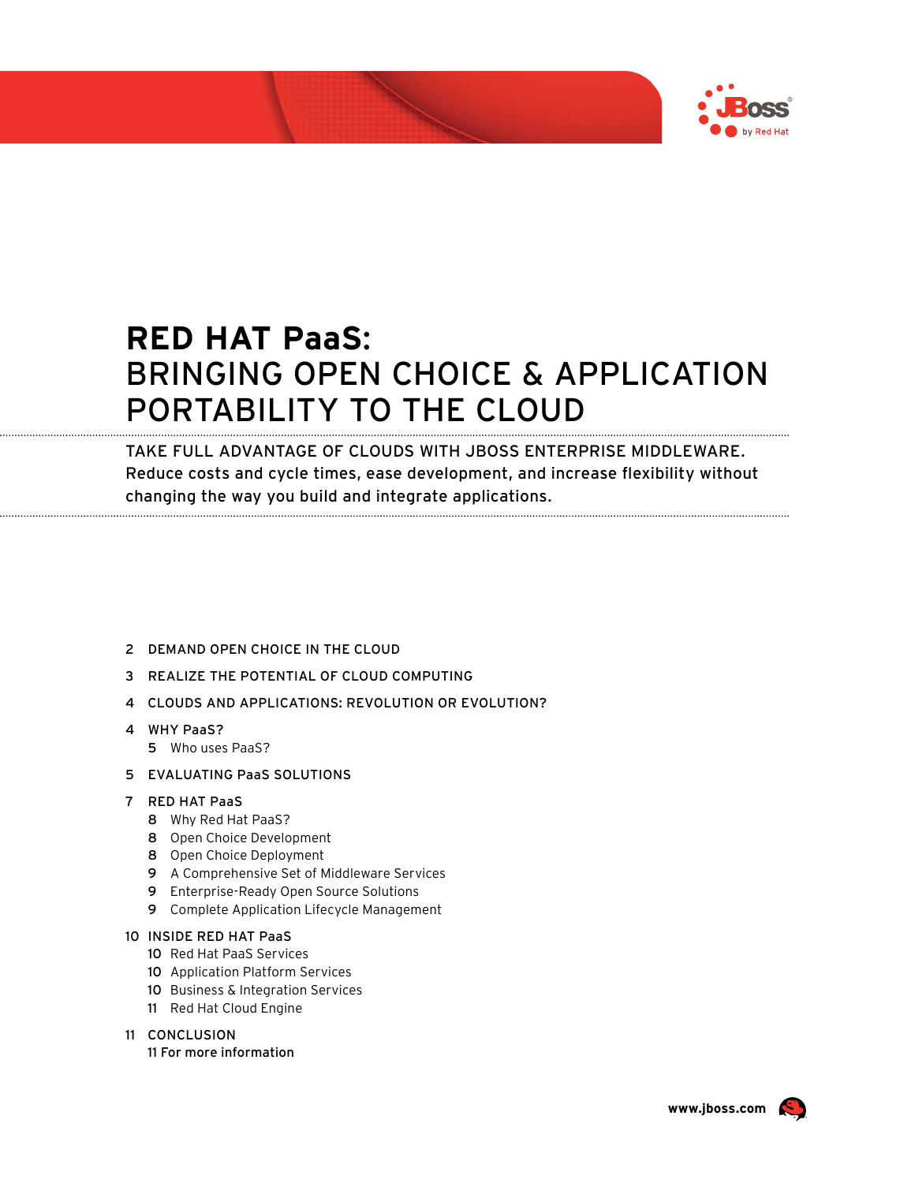# RED HAT PaaS: BRINGING OPEN CHOICE & APPLICATION PORTABILITY TO THE CLOUD

TAKE FULL ADVANTAGE OF CLOUDS WITH JBOSS ENTERPRISE MIDDLEWARE. Reduce costs and cycle times, ease development, and increase flexibility without changing the way you build and integrate applications.

- 2 DEMAND OPEN CHOICE IN THE CLOUD
- 3 REALIZE THE POTENTIAL OF CLOUD COMPUTING
- 4 CLOUDS AND APPLICATIONS: REVOLUTION OR EVOLUTION?
- 4 WHY PaaS?
  - 5 Who uses PaaS?
- 5 EVALUATING PaaS SOLUTIONS
- 7 RED HAT PaaS
  - 8 Why Red Hat PaaS?
  - 8 Open Choice Development
  - 8 Open Choice Deployment
  - 9 A Comprehensive Set of Middleware Services
  - 9 Enterprise-Ready Open Source Solutions
  - 9 Complete Application Lifecycle Management
- 10 INSIDE RED HAT PaaS
  - 10 Red Hat PaaS Services
  - 10 Application Platform Services
  - 10 Business & Integration Services
  - 11 Red Hat Cloud Engine
- 11 CONCLUSION
  - 11 For more information

www.jboss.com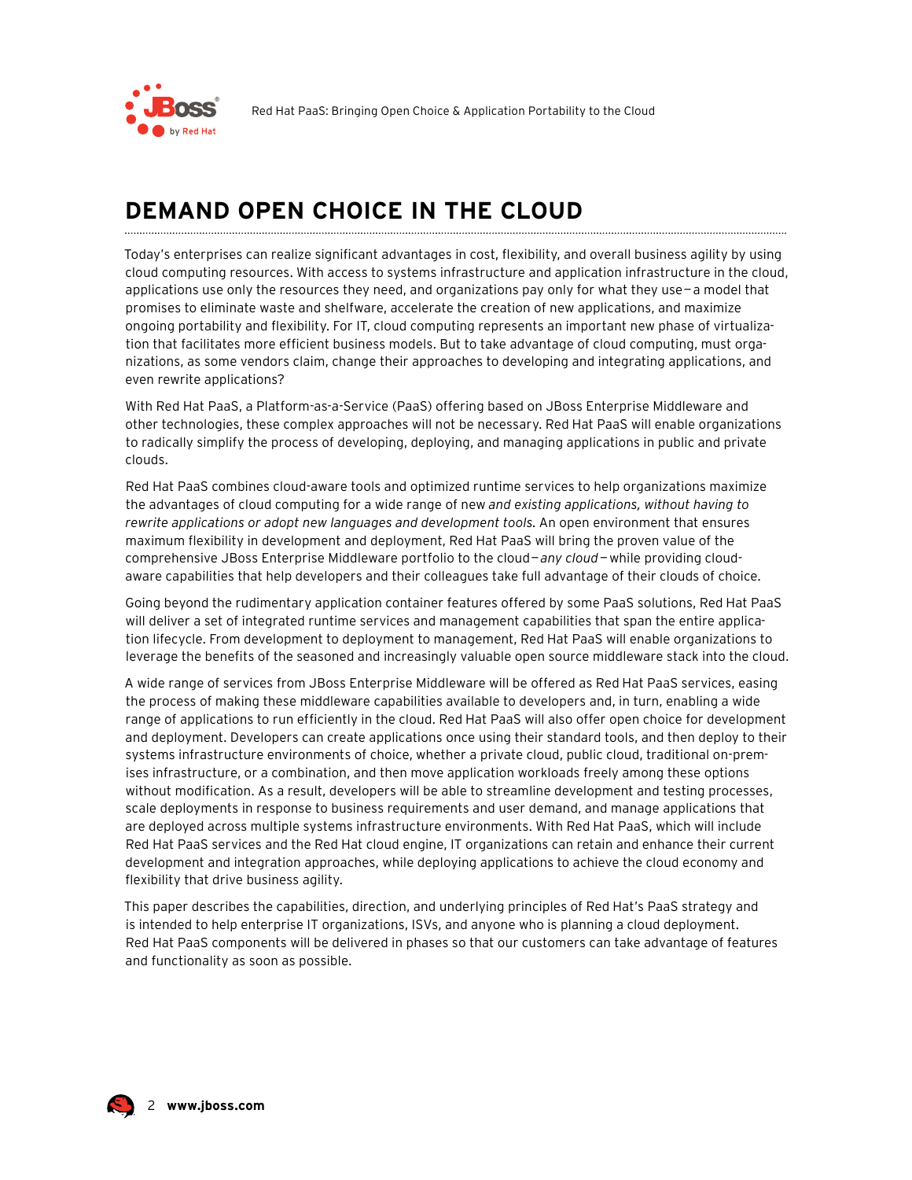## DEMAND OPEN CHOICE IN THE CLOUD

Today's enterprises can realize significant advantages in cost, flexibility, and overall business agility by using cloud computing resources. With access to systems infrastructure and application infrastructure in the cloud, applications use only the resources they need, and organizations pay only for what they use—a model that promises to eliminate waste and shelfware, accelerate the creation of new applications, and maximize ongoing portability and flexibility. For IT, cloud computing represents an important new phase of virtualization that facilitates more efficient business models. But to take advantage of cloud computing, must organizations, as some vendors claim, change their approaches to developing and integrating applications, and even rewrite applications?

With Red Hat PaaS, a Platform-as-a-Service (PaaS) offering based on JBoss Enterprise Middleware and other technologies, these complex approaches will not be necessary. Red Hat PaaS will enable organizations to radically simplify the process of developing, deploying, and managing applications in public and private clouds.

Red Hat PaaS combines cloud-aware tools and optimized runtime services to help organizations maximize the advantages of cloud computing for a wide range of new *and existing applications, without having to rewrite applications or adopt new languages and development tools.* An open environment that ensures maximum flexibility in development and deployment, Red Hat PaaS will bring the proven value of the comprehensive JBoss Enterprise Middleware portfolio to the cloud—*any cloud*—while providing cloud-aware capabilities that help developers and their colleagues take full advantage of their clouds of choice.

Going beyond the rudimentary application container features offered by some PaaS solutions, Red Hat PaaS will deliver a set of integrated runtime services and management capabilities that span the entire application lifecycle. From development to deployment to management, Red Hat PaaS will enable organizations to leverage the benefits of the seasoned and increasingly valuable open source middleware stack into the cloud.

A wide range of services from JBoss Enterprise Middleware will be offered as Red Hat PaaS services, easing the process of making these middleware capabilities available to developers and, in turn, enabling a wide range of applications to run efficiently in the cloud. Red Hat PaaS will also offer open choice for development and deployment. Developers can create applications once using their standard tools, and then deploy to their systems infrastructure environments of choice, whether a private cloud, public cloud, traditional on-premises infrastructure, or a combination, and then move application workloads freely among these options without modification. As a result, developers will be able to streamline development and testing processes, scale deployments in response to business requirements and user demand, and manage applications that are deployed across multiple systems infrastructure environments. With Red Hat PaaS, which will include Red Hat PaaS services and the Red Hat cloud engine, IT organizations can retain and enhance their current development and integration approaches, while deploying applications to achieve the cloud economy and flexibility that drive business agility.

This paper describes the capabilities, direction, and underlying principles of Red Hat's PaaS strategy and is intended to help enterprise IT organizations, ISVs, and anyone who is planning a cloud deployment. Red Hat PaaS components will be delivered in phases so that our customers can take advantage of features and functionality as soon as possible.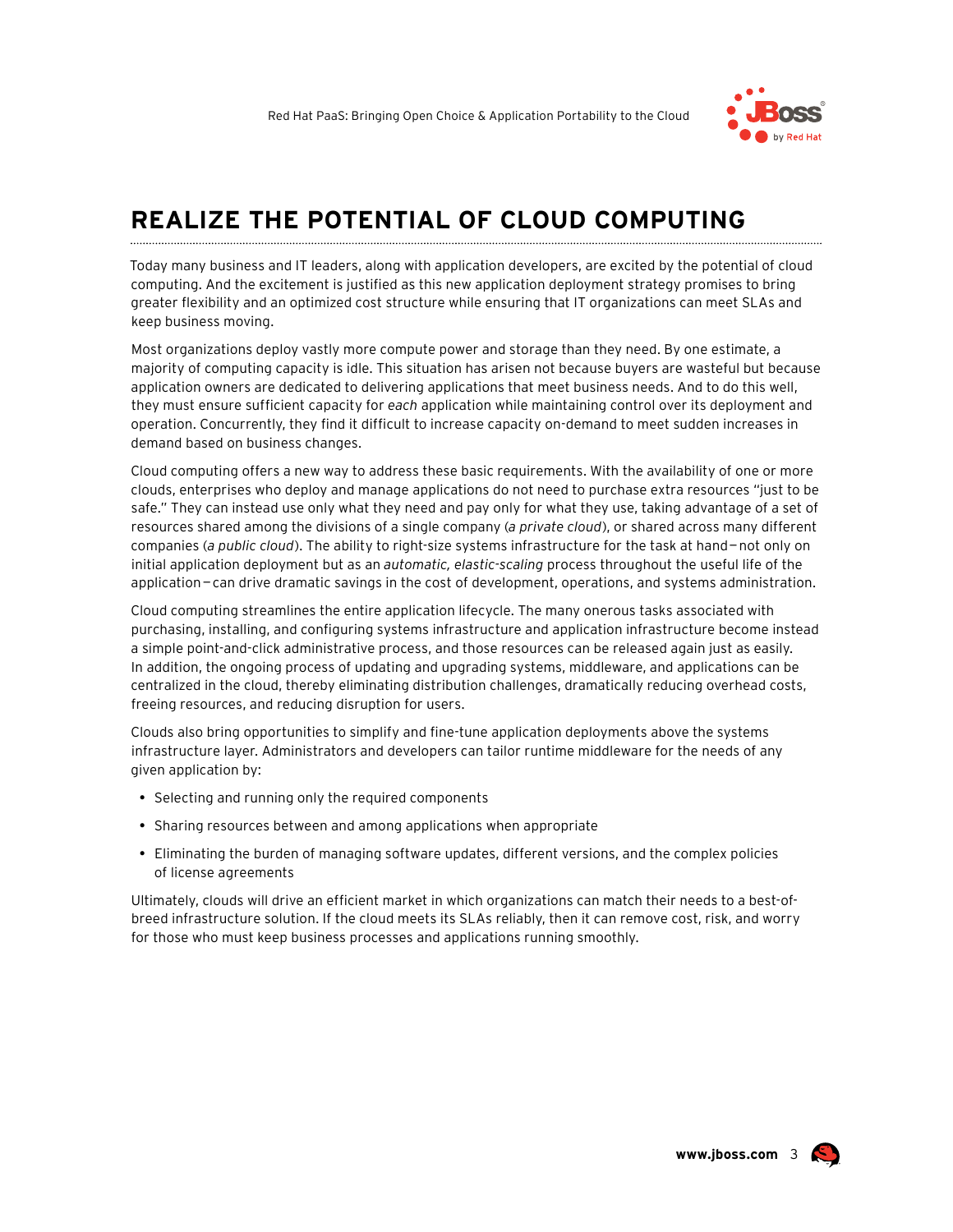# REALIZE THE POTENTIAL OF CLOUD COMPUTING

Today many business and IT leaders, along with application developers, are excited by the potential of cloud computing. And the excitement is justified as this new application deployment strategy promises to bring greater flexibility and an optimized cost structure while ensuring that IT organizations can meet SLAs and keep business moving.

Most organizations deploy vastly more compute power and storage than they need. By one estimate, a majority of computing capacity is idle. This situation has arisen not because buyers are wasteful but because application owners are dedicated to delivering applications that meet business needs. And to do this well, they must ensure sufficient capacity for *each* application while maintaining control over its deployment and operation. Concurrently, they find it difficult to increase capacity on-demand to meet sudden increases in demand based on business changes.

Cloud computing offers a new way to address these basic requirements. With the availability of one or more clouds, enterprises who deploy and manage applications do not need to purchase extra resources "just to be safe." They can instead use only what they need and pay only for what they use, taking advantage of a set of resources shared among the divisions of a single company (*a private cloud*), or shared across many different companies (*a public cloud*). The ability to right-size systems infrastructure for the task at hand—not only on initial application deployment but as an *automatic, elastic-scaling* process throughout the useful life of the application—can drive dramatic savings in the cost of development, operations, and systems administration.

Cloud computing streamlines the entire application lifecycle. The many onerous tasks associated with purchasing, installing, and configuring systems infrastructure and application infrastructure become instead a simple point-and-click administrative process, and those resources can be released again just as easily. In addition, the ongoing process of updating and upgrading systems, middleware, and applications can be centralized in the cloud, thereby eliminating distribution challenges, dramatically reducing overhead costs, freeing resources, and reducing disruption for users.

Clouds also bring opportunities to simplify and fine-tune application deployments above the systems infrastructure layer. Administrators and developers can tailor runtime middleware for the needs of any given application by:

- Selecting and running only the required components
- Sharing resources between and among applications when appropriate
- Eliminating the burden of managing software updates, different versions, and the complex policies of license agreements

Ultimately, clouds will drive an efficient market in which organizations can match their needs to a best-of-breed infrastructure solution. If the cloud meets its SLAs reliably, then it can remove cost, risk, and worry for those who must keep business processes and applications running smoothly.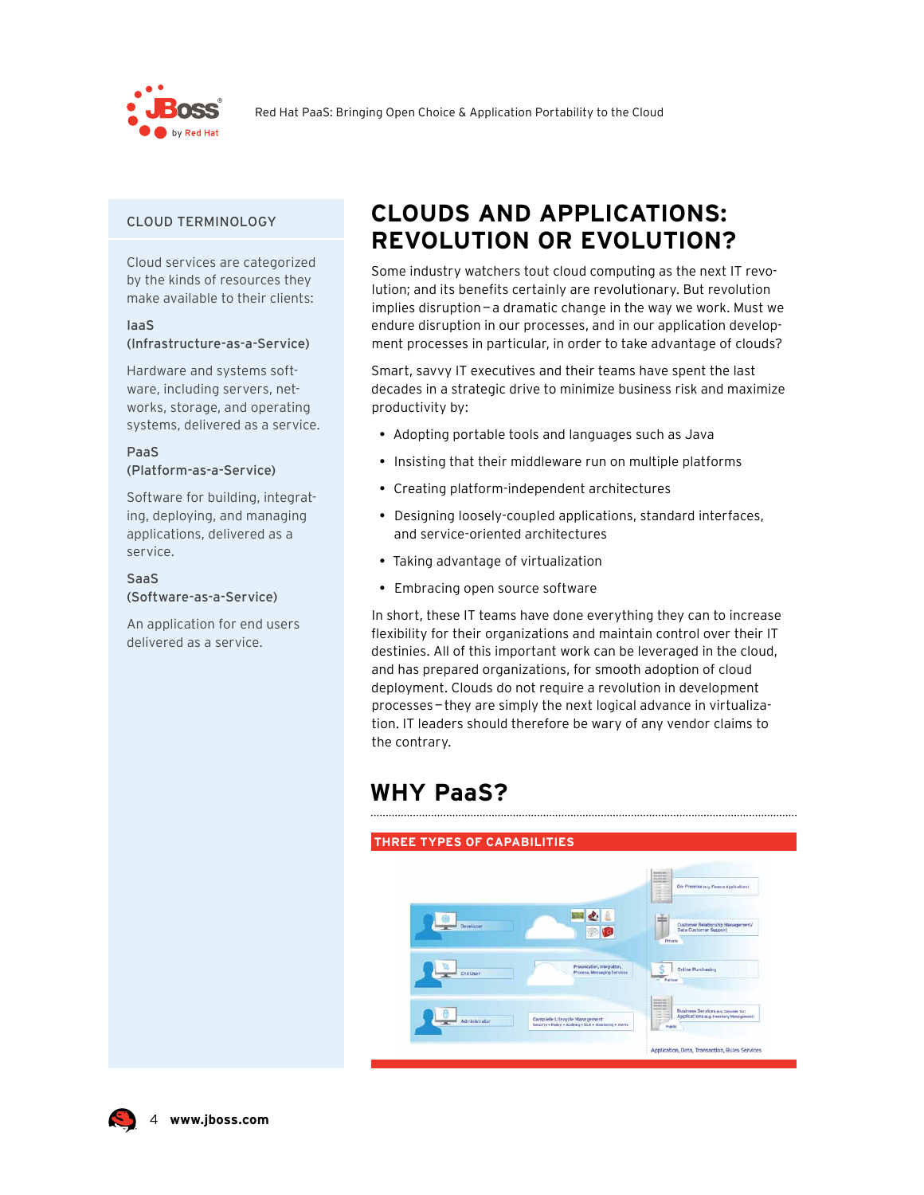## CLOUD TERMINOLOGY

Cloud services are categorized by the kinds of resources they make available to their clients:

**IaaS (Infrastructure-as-a-Service)**

Hardware and systems software, including servers, networks, storage, and operating systems, delivered as a service.

**PaaS (Platform-as-a-Service)**

Software for building, integrating, deploying, and managing applications, delivered as a service.

**SaaS (Software-as-a-Service)**

An application for end users delivered as a service.

# CLOUDS AND APPLICATIONS: REVOLUTION OR EVOLUTION?

Some industry watchers tout cloud computing as the next IT revolution; and its benefits certainly are revolutionary. But revolution implies disruption – a dramatic change in the way we work. Must we endure disruption in our processes, and in our application development processes in particular, in order to take advantage of clouds?

Smart, savvy IT executives and their teams have spent the last decades in a strategic drive to minimize business risk and maximize productivity by:

- Adopting portable tools and languages such as Java
- Insisting that their middleware run on multiple platforms
- Creating platform-independent architectures
- Designing loosely-coupled applications, standard interfaces, and service-oriented architectures
- Taking advantage of virtualization
- Embracing open source software

In short, these IT teams have done everything they can to increase flexibility for their organizations and maintain control over their IT destinies. All of this important work can be leveraged in the cloud, and has prepared organizations, for smooth adoption of cloud deployment. Clouds do not require a revolution in development processes – they are simply the next logical advance in virtualization. IT leaders should therefore be wary of any vendor claims to the contrary.

# WHY PaaS?

**THREE TYPES OF CAPABILITIES**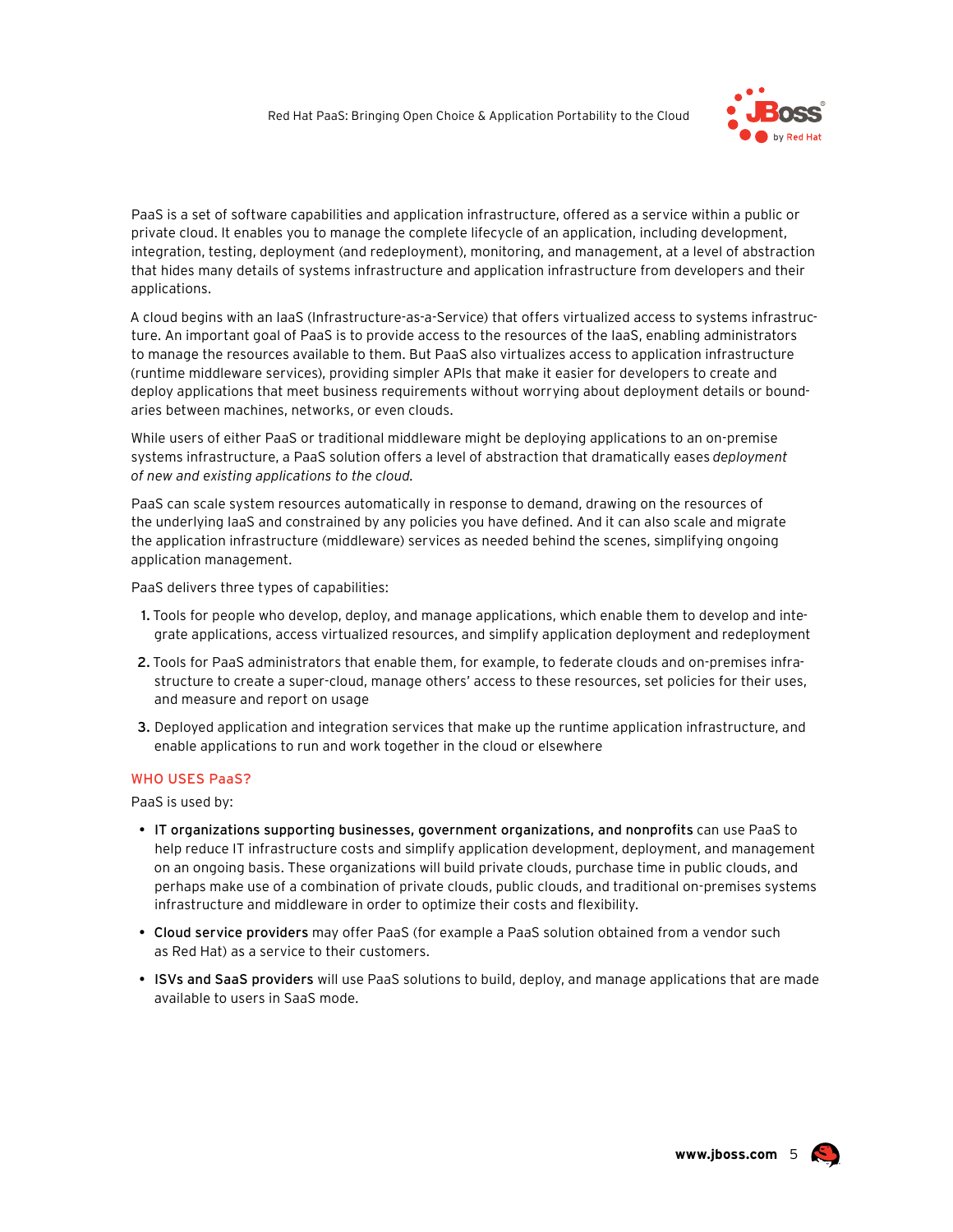PaaS is a set of software capabilities and application infrastructure, offered as a service within a public or private cloud. It enables you to manage the complete lifecycle of an application, including development, integration, testing, deployment (and redeployment), monitoring, and management, at a level of abstraction that hides many details of systems infrastructure and application infrastructure from developers and their applications.

A cloud begins with an IaaS (Infrastructure-as-a-Service) that offers virtualized access to systems infrastructure. An important goal of PaaS is to provide access to the resources of the IaaS, enabling administrators to manage the resources available to them. But PaaS also virtualizes access to application infrastructure (runtime middleware services), providing simpler APIs that make it easier for developers to create and deploy applications that meet business requirements without worrying about deployment details or boundaries between machines, networks, or even clouds.

While users of either PaaS or traditional middleware might be deploying applications to an on-premise systems infrastructure, a PaaS solution offers a level of abstraction that dramatically eases *deployment of new and existing applications to the cloud.*

PaaS can scale system resources automatically in response to demand, drawing on the resources of the underlying IaaS and constrained by any policies you have defined. And it can also scale and migrate the application infrastructure (middleware) services as needed behind the scenes, simplifying ongoing application management.

PaaS delivers three types of capabilities:

1. Tools for people who develop, deploy, and manage applications, which enable them to develop and integrate applications, access virtualized resources, and simplify application deployment and redeployment
2. Tools for PaaS administrators that enable them, for example, to federate clouds and on-premises infrastructure to create a super-cloud, manage others' access to these resources, set policies for their uses, and measure and report on usage
3. Deployed application and integration services that make up the runtime application infrastructure, and enable applications to run and work together in the cloud or elsewhere

## WHO USES PaaS?

PaaS is used by:

- **IT organizations supporting businesses, government organizations, and nonprofits** can use PaaS to help reduce IT infrastructure costs and simplify application development, deployment, and management on an ongoing basis. These organizations will build private clouds, purchase time in public clouds, and perhaps make use of a combination of private clouds, public clouds, and traditional on-premises systems infrastructure and middleware in order to optimize their costs and flexibility.
- **Cloud service providers** may offer PaaS (for example a PaaS solution obtained from a vendor such as Red Hat) as a service to their customers.
- **ISVs and SaaS providers** will use PaaS solutions to build, deploy, and manage applications that are made available to users in SaaS mode.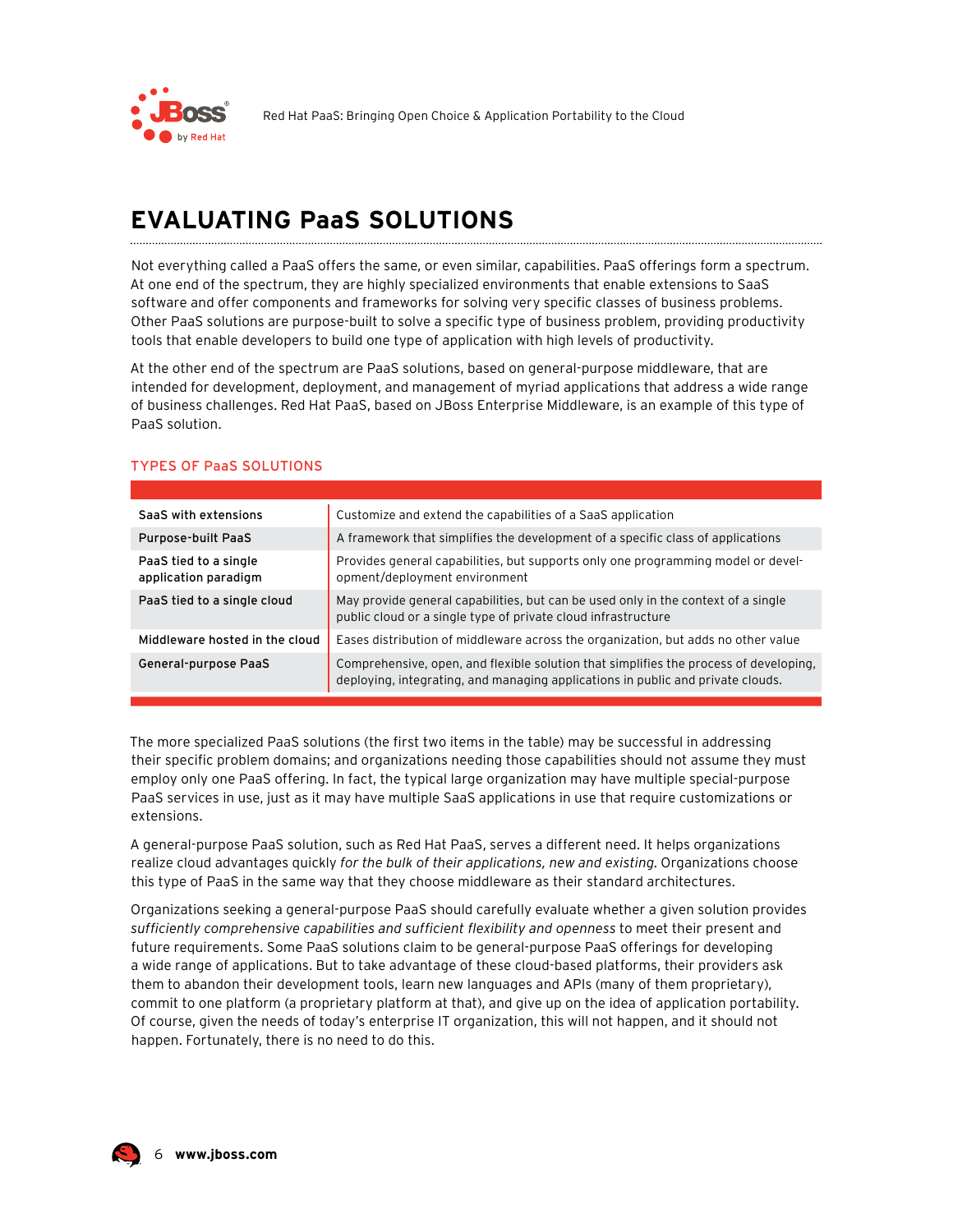# EVALUATING PaaS SOLUTIONS

Not everything called a PaaS offers the same, or even similar, capabilities. PaaS offerings form a spectrum. At one end of the spectrum, they are highly specialized environments that enable extensions to SaaS software and offer components and frameworks for solving very specific classes of business problems. Other PaaS solutions are purpose-built to solve a specific type of business problem, providing productivity tools that enable developers to build one type of application with high levels of productivity.

At the other end of the spectrum are PaaS solutions, based on general-purpose middleware, that are intended for development, deployment, and management of myriad applications that address a wide range of business challenges. Red Hat PaaS, based on JBoss Enterprise Middleware, is an example of this type of PaaS solution.

## TYPES OF PaaS SOLUTIONS

| | |
|---|---|
| **SaaS with extensions** | Customize and extend the capabilities of a SaaS application |
| **Purpose-built PaaS** | A framework that simplifies the development of a specific class of applications |
| **PaaS tied to a single application paradigm** | Provides general capabilities, but supports only one programming model or development/deployment environment |
| **PaaS tied to a single cloud** | May provide general capabilities, but can be used only in the context of a single public cloud or a single type of private cloud infrastructure |
| **Middleware hosted in the cloud** | Eases distribution of middleware across the organization, but adds no other value |
| **General-purpose PaaS** | Comprehensive, open, and flexible solution that simplifies the process of developing, deploying, integrating, and managing applications in public and private clouds. |

The more specialized PaaS solutions (the first two items in the table) may be successful in addressing their specific problem domains; and organizations needing those capabilities should not assume they must employ only one PaaS offering. In fact, the typical large organization may have multiple special-purpose PaaS services in use, just as it may have multiple SaaS applications in use that require customizations or extensions.

A general-purpose PaaS solution, such as Red Hat PaaS, serves a different need. It helps organizations realize cloud advantages quickly *for the bulk of their applications, new and existing.* Organizations choose this type of PaaS in the same way that they choose middleware as their standard architectures.

Organizations seeking a general-purpose PaaS should carefully evaluate whether a given solution provides *sufficiently comprehensive capabilities and sufficient flexibility and openness* to meet their present and future requirements. Some PaaS solutions claim to be general-purpose PaaS offerings for developing a wide range of applications. But to take advantage of these cloud-based platforms, their providers ask them to abandon their development tools, learn new languages and APIs (many of them proprietary), commit to one platform (a proprietary platform at that), and give up on the idea of application portability. Of course, given the needs of today's enterprise IT organization, this will not happen, and it should not happen. Fortunately, there is no need to do this.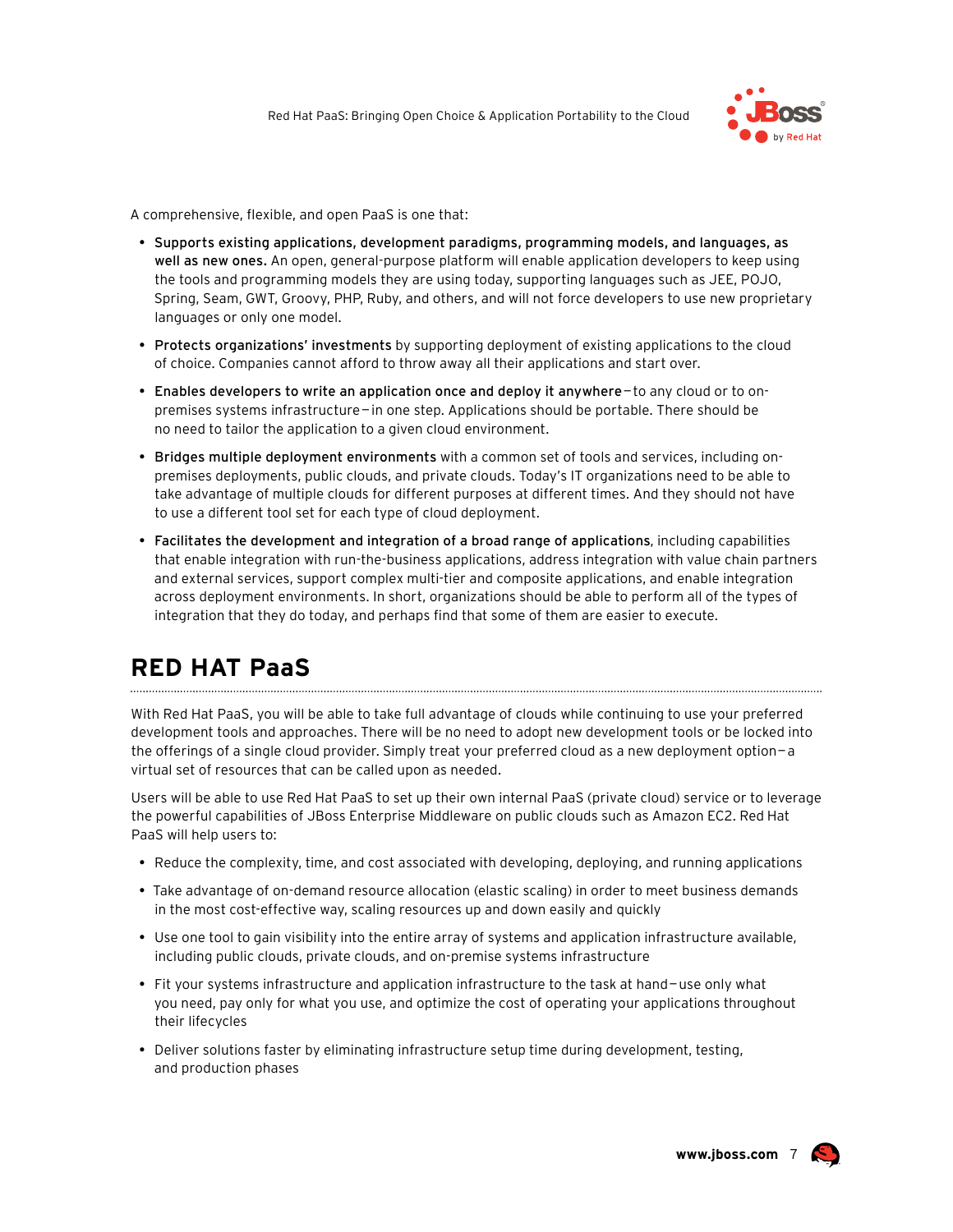A comprehensive, flexible, and open PaaS is one that:

- **Supports existing applications, development paradigms, programming models, and languages, as well as new ones.** An open, general-purpose platform will enable application developers to keep using the tools and programming models they are using today, supporting languages such as JEE, POJO, Spring, Seam, GWT, Groovy, PHP, Ruby, and others, and will not force developers to use new proprietary languages or only one model.
- **Protects organizations' investments** by supporting deployment of existing applications to the cloud of choice. Companies cannot afford to throw away all their applications and start over.
- **Enables developers to write an application once and deploy it anywhere**—to any cloud or to on-premises systems infrastructure—in one step. Applications should be portable. There should be no need to tailor the application to a given cloud environment.
- **Bridges multiple deployment environments** with a common set of tools and services, including on-premises deployments, public clouds, and private clouds. Today's IT organizations need to be able to take advantage of multiple clouds for different purposes at different times. And they should not have to use a different tool set for each type of cloud deployment.
- **Facilitates the development and integration of a broad range of applications**, including capabilities that enable integration with run-the-business applications, address integration with value chain partners and external services, support complex multi-tier and composite applications, and enable integration across deployment environments. In short, organizations should be able to perform all of the types of integration that they do today, and perhaps find that some of them are easier to execute.

## RED HAT PaaS

With Red Hat PaaS, you will be able to take full advantage of clouds while continuing to use your preferred development tools and approaches. There will be no need to adopt new development tools or be locked into the offerings of a single cloud provider. Simply treat your preferred cloud as a new deployment option—a virtual set of resources that can be called upon as needed.

Users will be able to use Red Hat PaaS to set up their own internal PaaS (private cloud) service or to leverage the powerful capabilities of JBoss Enterprise Middleware on public clouds such as Amazon EC2. Red Hat PaaS will help users to:

- Reduce the complexity, time, and cost associated with developing, deploying, and running applications
- Take advantage of on-demand resource allocation (elastic scaling) in order to meet business demands in the most cost-effective way, scaling resources up and down easily and quickly
- Use one tool to gain visibility into the entire array of systems and application infrastructure available, including public clouds, private clouds, and on-premise systems infrastructure
- Fit your systems infrastructure and application infrastructure to the task at hand—use only what you need, pay only for what you use, and optimize the cost of operating your applications throughout their lifecycles
- Deliver solutions faster by eliminating infrastructure setup time during development, testing, and production phases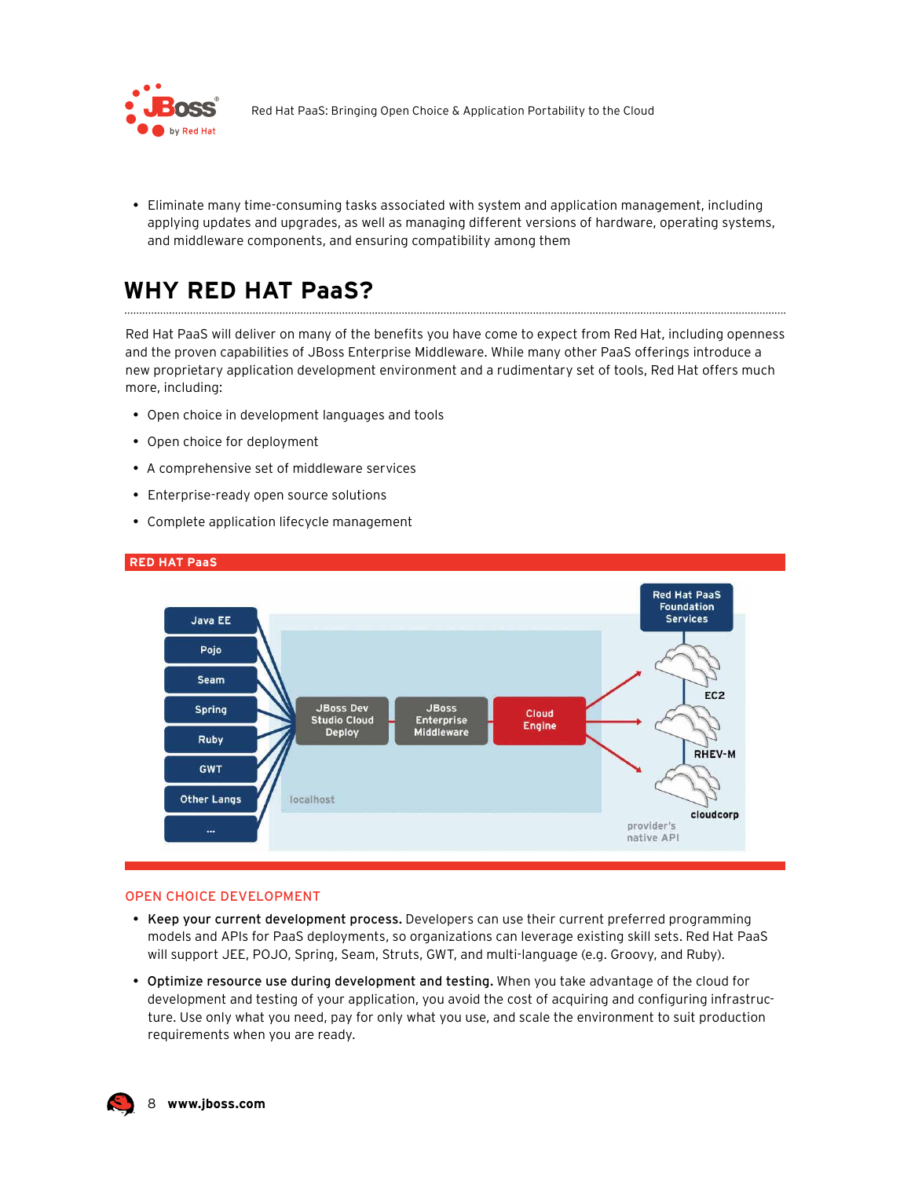- Eliminate many time-consuming tasks associated with system and application management, including applying updates and upgrades, as well as managing different versions of hardware, operating systems, and middleware components, and ensuring compatibility among them

## WHY RED HAT PaaS?

Red Hat PaaS will deliver on many of the benefits you have come to expect from Red Hat, including openness and the proven capabilities of JBoss Enterprise Middleware. While many other PaaS offerings introduce a new proprietary application development environment and a rudimentary set of tools, Red Hat offers much more, including:

- Open choice in development languages and tools
- Open choice for deployment
- A comprehensive set of middleware services
- Enterprise-ready open source solutions
- Complete application lifecycle management

**RED HAT PaaS**

### OPEN CHOICE DEVELOPMENT

- **Keep your current development process.** Developers can use their current preferred programming models and APIs for PaaS deployments, so organizations can leverage existing skill sets. Red Hat PaaS will support JEE, POJO, Spring, Seam, Struts, GWT, and multi-language (e.g. Groovy, and Ruby).
- **Optimize resource use during development and testing.** When you take advantage of the cloud for development and testing of your application, you avoid the cost of acquiring and configuring infrastructure. Use only what you need, pay for only what you use, and scale the environment to suit production requirements when you are ready.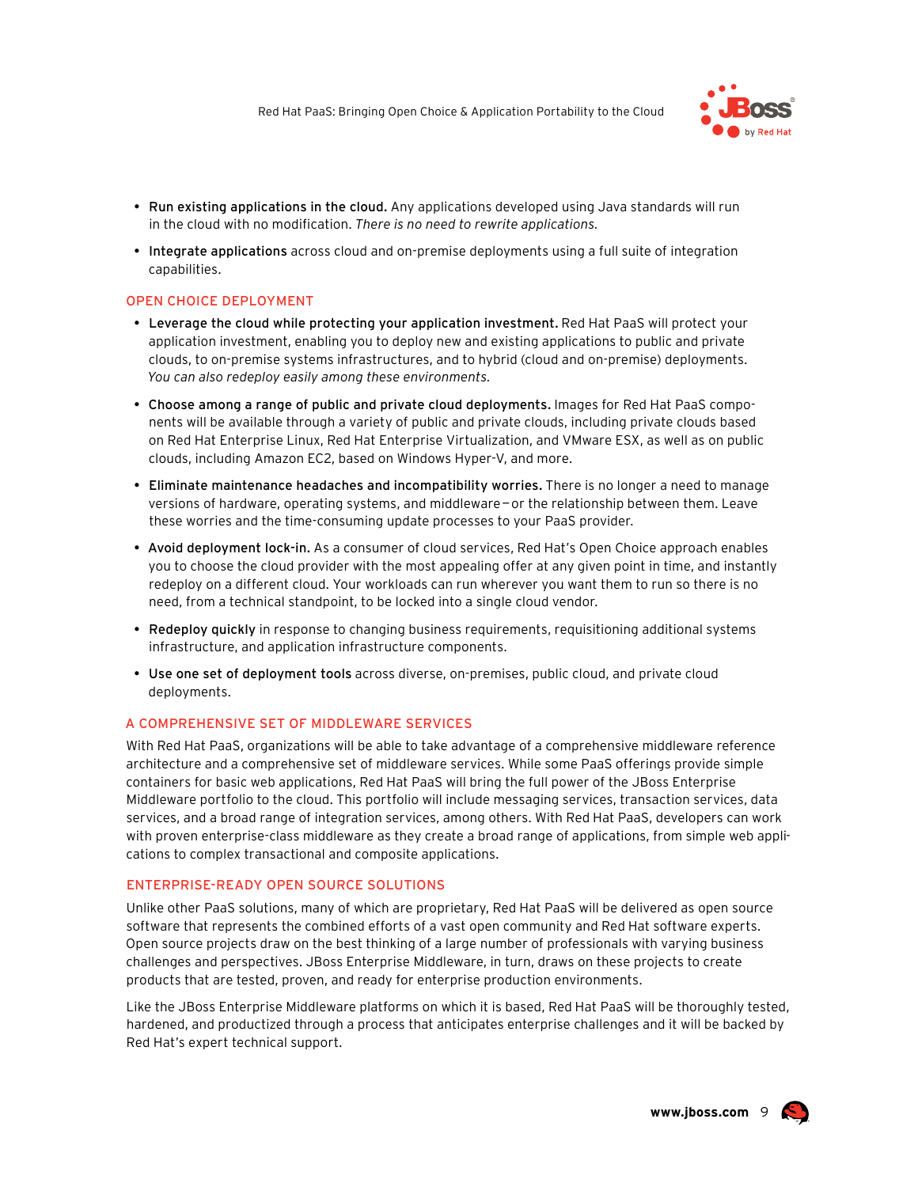- **Run existing applications in the cloud.** Any applications developed using Java standards will run in the cloud with no modification. *There is no need to rewrite applications.*
- **Integrate applications** across cloud and on-premise deployments using a full suite of integration capabilities.

## OPEN CHOICE DEPLOYMENT

- **Leverage the cloud while protecting your application investment.** Red Hat PaaS will protect your application investment, enabling you to deploy new and existing applications to public and private clouds, to on-premise systems infrastructures, and to hybrid (cloud and on-premise) deployments. *You can also redeploy easily among these environments.*
- **Choose among a range of public and private cloud deployments.** Images for Red Hat PaaS components will be available through a variety of public and private clouds, including private clouds based on Red Hat Enterprise Linux, Red Hat Enterprise Virtualization, and VMware ESX, as well as on public clouds, including Amazon EC2, based on Windows Hyper-V, and more.
- **Eliminate maintenance headaches and incompatibility worries.** There is no longer a need to manage versions of hardware, operating systems, and middleware—or the relationship between them. Leave these worries and the time-consuming update processes to your PaaS provider.
- **Avoid deployment lock-in.** As a consumer of cloud services, Red Hat's Open Choice approach enables you to choose the cloud provider with the most appealing offer at any given point in time, and instantly redeploy on a different cloud. Your workloads can run wherever you want them to run so there is no need, from a technical standpoint, to be locked into a single cloud vendor.
- **Redeploy quickly** in response to changing business requirements, requisitioning additional systems infrastructure, and application infrastructure components.
- **Use one set of deployment tools** across diverse, on-premises, public cloud, and private cloud deployments.

## A COMPREHENSIVE SET OF MIDDLEWARE SERVICES

With Red Hat PaaS, organizations will be able to take advantage of a comprehensive middleware reference architecture and a comprehensive set of middleware services. While some PaaS offerings provide simple containers for basic web applications, Red Hat PaaS will bring the full power of the JBoss Enterprise Middleware portfolio to the cloud. This portfolio will include messaging services, transaction services, data services, and a broad range of integration services, among others. With Red Hat PaaS, developers can work with proven enterprise-class middleware as they create a broad range of applications, from simple web applications to complex transactional and composite applications.

## ENTERPRISE-READY OPEN SOURCE SOLUTIONS

Unlike other PaaS solutions, many of which are proprietary, Red Hat PaaS will be delivered as open source software that represents the combined efforts of a vast open community and Red Hat software experts. Open source projects draw on the best thinking of a large number of professionals with varying business challenges and perspectives. JBoss Enterprise Middleware, in turn, draws on these projects to create products that are tested, proven, and ready for enterprise production environments.

Like the JBoss Enterprise Middleware platforms on which it is based, Red Hat PaaS will be thoroughly tested, hardened, and productized through a process that anticipates enterprise challenges and it will be backed by Red Hat's expert technical support.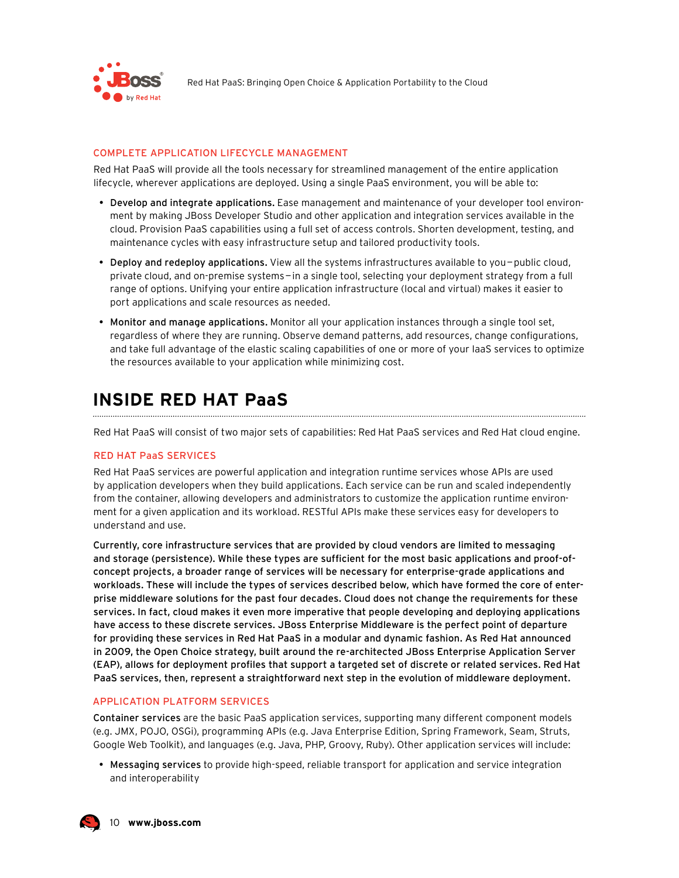### COMPLETE APPLICATION LIFECYCLE MANAGEMENT

Red Hat PaaS will provide all the tools necessary for streamlined management of the entire application lifecycle, wherever applications are deployed. Using a single PaaS environment, you will be able to:

- **Develop and integrate applications.** Ease management and maintenance of your developer tool environment by making JBoss Developer Studio and other application and integration services available in the cloud. Provision PaaS capabilities using a full set of access controls. Shorten development, testing, and maintenance cycles with easy infrastructure setup and tailored productivity tools.
- **Deploy and redeploy applications.** View all the systems infrastructures available to you—public cloud, private cloud, and on-premise systems—in a single tool, selecting your deployment strategy from a full range of options. Unifying your entire application infrastructure (local and virtual) makes it easier to port applications and scale resources as needed.
- **Monitor and manage applications.** Monitor all your application instances through a single tool set, regardless of where they are running. Observe demand patterns, add resources, change configurations, and take full advantage of the elastic scaling capabilities of one or more of your IaaS services to optimize the resources available to your application while minimizing cost.

## INSIDE RED HAT PaaS

Red Hat PaaS will consist of two major sets of capabilities: Red Hat PaaS services and Red Hat cloud engine.

### RED HAT PaaS SERVICES

Red Hat PaaS services are powerful application and integration runtime services whose APIs are used by application developers when they build applications. Each service can be run and scaled independently from the container, allowing developers and administrators to customize the application runtime environment for a given application and its workload. RESTful APIs make these services easy for developers to understand and use.

**Currently, core infrastructure services that are provided by cloud vendors are limited to messaging and storage (persistence). While these types are sufficient for the most basic applications and proof-of-concept projects, a broader range of services will be necessary for enterprise-grade applications and workloads. These will include the types of services described below, which have formed the core of enterprise middleware solutions for the past four decades. Cloud does not change the requirements for these services. In fact, cloud makes it even more imperative that people developing and deploying applications have access to these discrete services. JBoss Enterprise Middleware is the perfect point of departure for providing these services in Red Hat PaaS in a modular and dynamic fashion. As Red Hat announced in 2009, the Open Choice strategy, built around the re-architected JBoss Enterprise Application Server (EAP), allows for deployment profiles that support a targeted set of discrete or related services. Red Hat PaaS services, then, represent a straightforward next step in the evolution of middleware deployment.**

### APPLICATION PLATFORM SERVICES

**Container services** are the basic PaaS application services, supporting many different component models (e.g. JMX, POJO, OSGi), programming APIs (e.g. Java Enterprise Edition, Spring Framework, Seam, Struts, Google Web Toolkit), and languages (e.g. Java, PHP, Groovy, Ruby). Other application services will include:

- **Messaging services** to provide high-speed, reliable transport for application and service integration and interoperability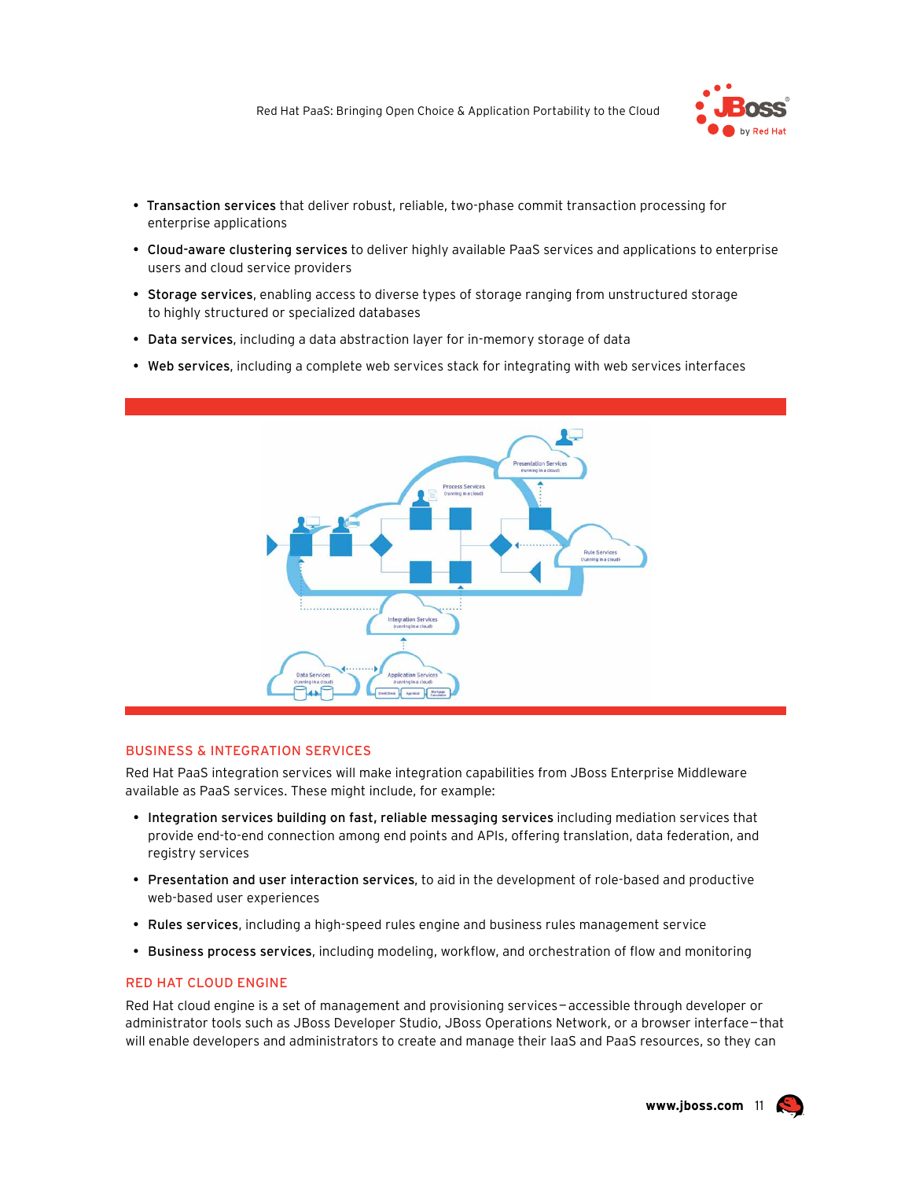- **Transaction services** that deliver robust, reliable, two-phase commit transaction processing for enterprise applications
- **Cloud-aware clustering services** to deliver highly available PaaS services and applications to enterprise users and cloud service providers
- **Storage services**, enabling access to diverse types of storage ranging from unstructured storage to highly structured or specialized databases
- **Data services**, including a data abstraction layer for in-memory storage of data
- **Web services**, including a complete web services stack for integrating with web services interfaces

## BUSINESS & INTEGRATION SERVICES

Red Hat PaaS integration services will make integration capabilities from JBoss Enterprise Middleware available as PaaS services. These might include, for example:

- **Integration services building on fast, reliable messaging services** including mediation services that provide end-to-end connection among end points and APIs, offering translation, data federation, and registry services
- **Presentation and user interaction services**, to aid in the development of role-based and productive web-based user experiences
- **Rules services**, including a high-speed rules engine and business rules management service
- **Business process services**, including modeling, workflow, and orchestration of flow and monitoring

## RED HAT CLOUD ENGINE

Red Hat cloud engine is a set of management and provisioning services—accessible through developer or administrator tools such as JBoss Developer Studio, JBoss Operations Network, or a browser interface—that will enable developers and administrators to create and manage their IaaS and PaaS resources, so they can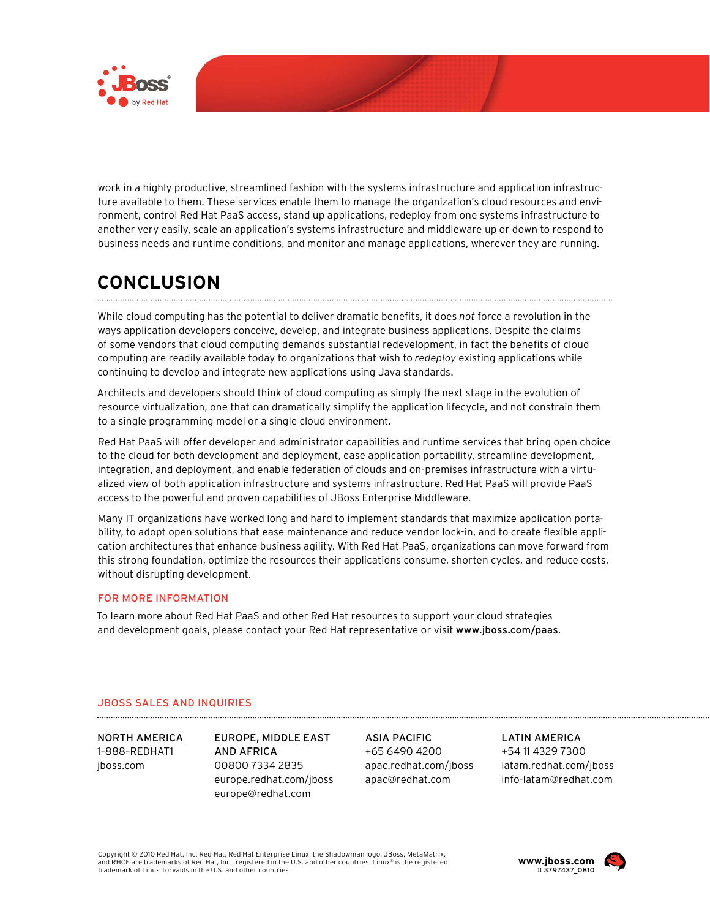work in a highly productive, streamlined fashion with the systems infrastructure and application infrastructure available to them. These services enable them to manage the organization's cloud resources and environment, control Red Hat PaaS access, stand up applications, redeploy from one systems infrastructure to another very easily, scale an application's systems infrastructure and middleware up or down to respond to business needs and runtime conditions, and monitor and manage applications, wherever they are running.

## CONCLUSION

While cloud computing has the potential to deliver dramatic benefits, it does *not* force a revolution in the ways application developers conceive, develop, and integrate business applications. Despite the claims of some vendors that cloud computing demands substantial redevelopment, in fact the benefits of cloud computing are readily available today to organizations that wish to *redeploy* existing applications while continuing to develop and integrate new applications using Java standards.

Architects and developers should think of cloud computing as simply the next stage in the evolution of resource virtualization, one that can dramatically simplify the application lifecycle, and not constrain them to a single programming model or a single cloud environment.

Red Hat PaaS will offer developer and administrator capabilities and runtime services that bring open choice to the cloud for both development and deployment, ease application portability, streamline development, integration, and deployment, and enable federation of clouds and on-premises infrastructure with a virtualized view of both application infrastructure and systems infrastructure. Red Hat PaaS will provide PaaS access to the powerful and proven capabilities of JBoss Enterprise Middleware.

Many IT organizations have worked long and hard to implement standards that maximize application portability, to adopt open solutions that ease maintenance and reduce vendor lock-in, and to create flexible application architectures that enhance business agility. With Red Hat PaaS, organizations can move forward from this strong foundation, optimize the resources their applications consume, shorten cycles, and reduce costs, without disrupting development.

### FOR MORE INFORMATION

To learn more about Red Hat PaaS and other Red Hat resources to support your cloud strategies and development goals, please contact your Red Hat representative or visit **www.jboss.com/paas**.

### JBOSS SALES AND INQUIRIES

**NORTH AMERICA**
1-888-REDHAT1
jboss.com

**EUROPE, MIDDLE EAST AND AFRICA**
00800 7334 2835
europe.redhat.com/jboss
europe@redhat.com

**ASIA PACIFIC**
+65 6490 4200
apac.redhat.com/jboss
apac@redhat.com

**LATIN AMERICA**
+54 11 4329 7300
latam.redhat.com/jboss
info-latam@redhat.com

Copyright © 2010 Red Hat, Inc. Red Hat, Red Hat Enterprise Linux, the Shadowman logo, JBoss, MetaMatrix, and RHCE are trademarks of Red Hat, Inc., registered in the U.S. and other countries. Linux® is the registered trademark of Linus Torvalds in the U.S. and other countries.

**www.jboss.com**
# 3797437_0810